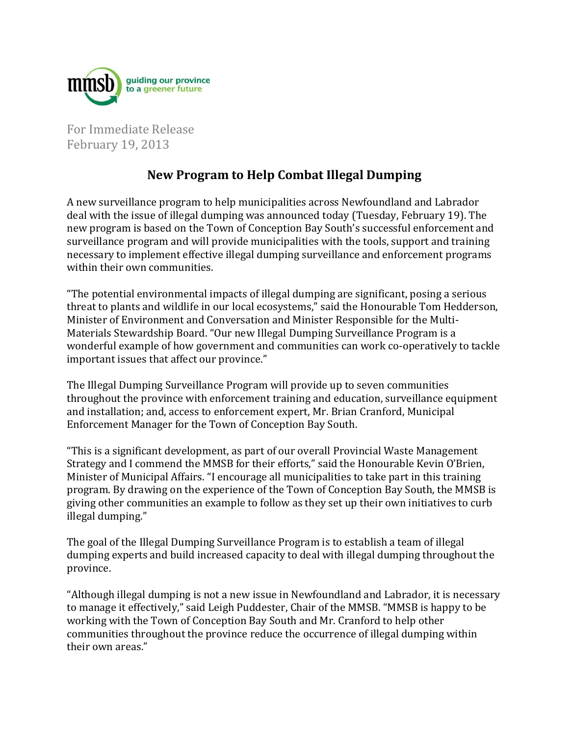mmsb guiding our province to a greener future

For Immediate Release
February 19, 2013

# New Program to Help Combat Illegal Dumping

A new surveillance program to help municipalities across Newfoundland and Labrador deal with the issue of illegal dumping was announced today (Tuesday, February 19). The new program is based on the Town of Conception Bay South's successful enforcement and surveillance program and will provide municipalities with the tools, support and training necessary to implement effective illegal dumping surveillance and enforcement programs within their own communities.

"The potential environmental impacts of illegal dumping are significant, posing a serious threat to plants and wildlife in our local ecosystems," said the Honourable Tom Hedderson, Minister of Environment and Conversation and Minister Responsible for the Multi-Materials Stewardship Board. "Our new Illegal Dumping Surveillance Program is a wonderful example of how government and communities can work co-operatively to tackle important issues that affect our province."

The Illegal Dumping Surveillance Program will provide up to seven communities throughout the province with enforcement training and education, surveillance equipment and installation; and, access to enforcement expert, Mr. Brian Cranford, Municipal Enforcement Manager for the Town of Conception Bay South.

"This is a significant development, as part of our overall Provincial Waste Management Strategy and I commend the MMSB for their efforts," said the Honourable Kevin O'Brien, Minister of Municipal Affairs. "I encourage all municipalities to take part in this training program. By drawing on the experience of the Town of Conception Bay South, the MMSB is giving other communities an example to follow as they set up their own initiatives to curb illegal dumping."

The goal of the Illegal Dumping Surveillance Program is to establish a team of illegal dumping experts and build increased capacity to deal with illegal dumping throughout the province.

"Although illegal dumping is not a new issue in Newfoundland and Labrador, it is necessary to manage it effectively," said Leigh Puddester, Chair of the MMSB. "MMSB is happy to be working with the Town of Conception Bay South and Mr. Cranford to help other communities throughout the province reduce the occurrence of illegal dumping within their own areas."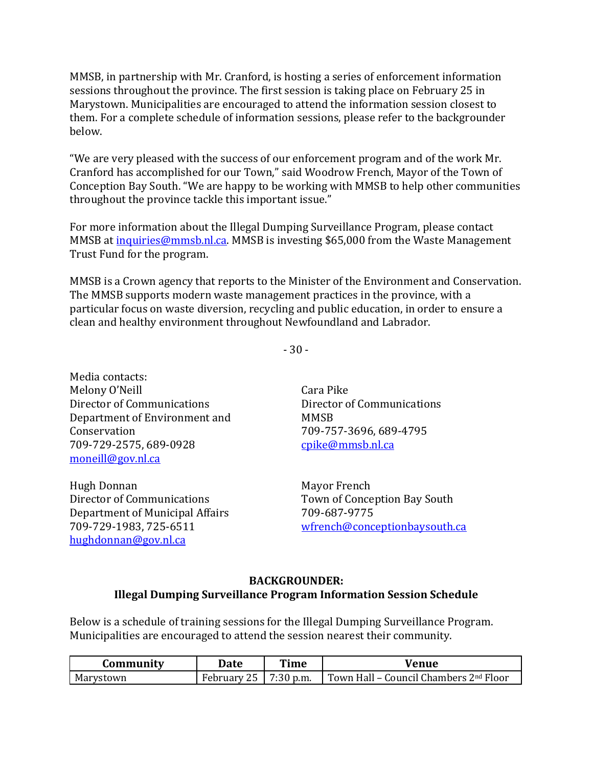MMSB, in partnership with Mr. Cranford, is hosting a series of enforcement information sessions throughout the province. The first session is taking place on February 25 in Marystown. Municipalities are encouraged to attend the information session closest to them. For a complete schedule of information sessions, please refer to the backgrounder below.

"We are very pleased with the success of our enforcement program and of the work Mr. Cranford has accomplished for our Town," said Woodrow French, Mayor of the Town of Conception Bay South. "We are happy to be working with MMSB to help other communities throughout the province tackle this important issue."

For more information about the Illegal Dumping Surveillance Program, please contact MMSB at inquiries@mmsb.nl.ca. MMSB is investing $65,000 from the Waste Management Trust Fund for the program.

MMSB is a Crown agency that reports to the Minister of the Environment and Conservation. The MMSB supports modern waste management practices in the province, with a particular focus on waste diversion, recycling and public education, in order to ensure a clean and healthy environment throughout Newfoundland and Labrador.

- 30 -

Media contacts:

Melony O'Neill
Director of Communications
Department of Environment and Conservation
709-729-2575, 689-0928
moneill@gov.nl.ca

Cara Pike
Director of Communications
MMSB
709-757-3696, 689-4795
cpike@mmsb.nl.ca

Hugh Donnan
Director of Communications
Department of Municipal Affairs
709-729-1983, 725-6511
hughdonnan@gov.nl.ca

Mayor French
Town of Conception Bay South
709-687-9775
wfrench@conceptionbaysouth.ca

**BACKGROUNDER:**
**Illegal Dumping Surveillance Program Information Session Schedule**

Below is a schedule of training sessions for the Illegal Dumping Surveillance Program. Municipalities are encouraged to attend the session nearest their community.

| Community | Date | Time | Venue |
|---|---|---|---|
| Marystown | February 25 | 7:30 p.m. | Town Hall – Council Chambers 2nd Floor |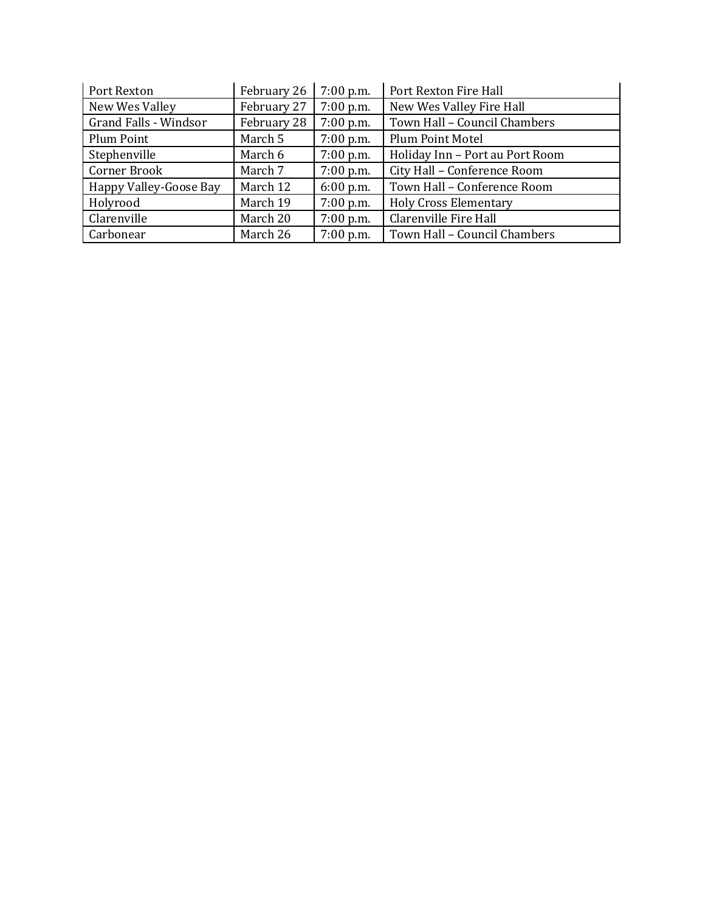| | | | |
|---|---|---|---|
| Port Rexton | February 26 | 7:00 p.m. | Port Rexton Fire Hall |
| New Wes Valley | February 27 | 7:00 p.m. | New Wes Valley Fire Hall |
| Grand Falls - Windsor | February 28 | 7:00 p.m. | Town Hall – Council Chambers |
| Plum Point | March 5 | 7:00 p.m. | Plum Point Motel |
| Stephenville | March 6 | 7:00 p.m. | Holiday Inn – Port au Port Room |
| Corner Brook | March 7 | 7:00 p.m. | City Hall – Conference Room |
| Happy Valley-Goose Bay | March 12 | 6:00 p.m. | Town Hall – Conference Room |
| Holyrood | March 19 | 7:00 p.m. | Holy Cross Elementary |
| Clarenville | March 20 | 7:00 p.m. | Clarenville Fire Hall |
| Carbonear | March 26 | 7:00 p.m. | Town Hall – Council Chambers |